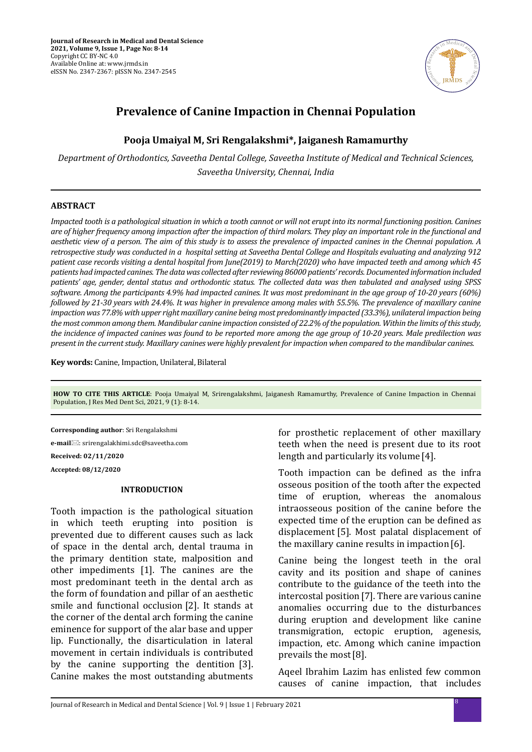# Prevalence of Canine Impaction in Chennai Population

**Pooja Umaiyal M, Sri Rengalakshmi*, Jaiganesh Ramamurthy**

*Department of Orthodontics, Saveetha Dental College, Saveetha Institute of Medical and Technical Sciences, Saveetha University, Chennai, India*

## ABSTRACT

*Impacted tooth is a pathological situation in which a tooth cannot or will not erupt into its normal functioning position. Canines are of higher frequency among impaction after the impaction of third molars. They play an important role in the functional and aesthetic view of a person. The aim of this study is to assess the prevalence of impacted canines in the Chennai population. A retrospective study was conducted in a hospital setting at Saveetha Dental College and Hospitals evaluating and analyzing 912 patient case records visiting a dental hospital from June(2019) to March(2020) who have impacted teeth and among which 45 patients had impacted canines. The data was collected after reviewing 86000 patients' records. Documented information included patients' age, gender, dental status and orthodontic status. The collected data was then tabulated and analysed using SPSS software. Among the participants 4.9% had impacted canines. It was most predominant in the age group of 10-20 years (60%) followed by 21-30 years with 24.4%. It was higher in prevalence among males with 55.5%. The prevalence of maxillary canine impaction was 77.8% with upper right maxillary canine being most predominantly impacted (33.3%), unilateral impaction being the most common among them. Mandibular canine impaction consisted of 22.2% of the population. Within the limits of this study, the incidence of impacted canines was found to be reported more among the age group of 10-20 years. Male predilection was present in the current study. Maxillary canines were highly prevalent for impaction when compared to the mandibular canines.*

**Key words:** Canine, Impaction, Unilateral, Bilateral

**HOW TO CITE THIS ARTICLE**: Pooja Umaiyal M, Srirengalakshmi, Jaiganesh Ramamurthy, Prevalence of Canine Impaction in Chennai Population, J Res Med Dent Sci, 2021, 9 (1): 8-14.

**Corresponding author**: Sri Rengalakshmi

**e-mail**: srirengalakhimi.sdc@saveetha.com

**Received: 02/11/2020**

**Accepted: 08/12/2020**

## INTRODUCTION

Tooth impaction is the pathological situation in which teeth erupting into position is prevented due to different causes such as lack of space in the dental arch, dental trauma in the primary dentition state, malposition and other impediments [1]. The canines are the most predominant teeth in the dental arch as the form of foundation and pillar of an aesthetic smile and functional occlusion [2]. It stands at the corner of the dental arch forming the canine eminence for support of the alar base and upper lip. Functionally, the disarticulation in lateral movement in certain individuals is contributed by the canine supporting the dentition [3]. Canine makes the most outstanding abutments for prosthetic replacement of other maxillary teeth when the need is present due to its root length and particularly its volume [4].

Tooth impaction can be defined as the infra osseous position of the tooth after the expected time of eruption, whereas the anomalous intraosseous position of the canine before the expected time of the eruption can be defined as displacement [5]. Most palatal displacement of the maxillary canine results in impaction [6].

Canine being the longest teeth in the oral cavity and its position and shape of canines contribute to the guidance of the teeth into the intercostal position [7]. There are various canine anomalies occurring due to the disturbances during eruption and development like canine transmigration, ectopic eruption, agenesis, impaction, etc. Among which canine impaction prevails the most [8].

Aqeel Ibrahim Lazim has enlisted few common causes of canine impaction, that includes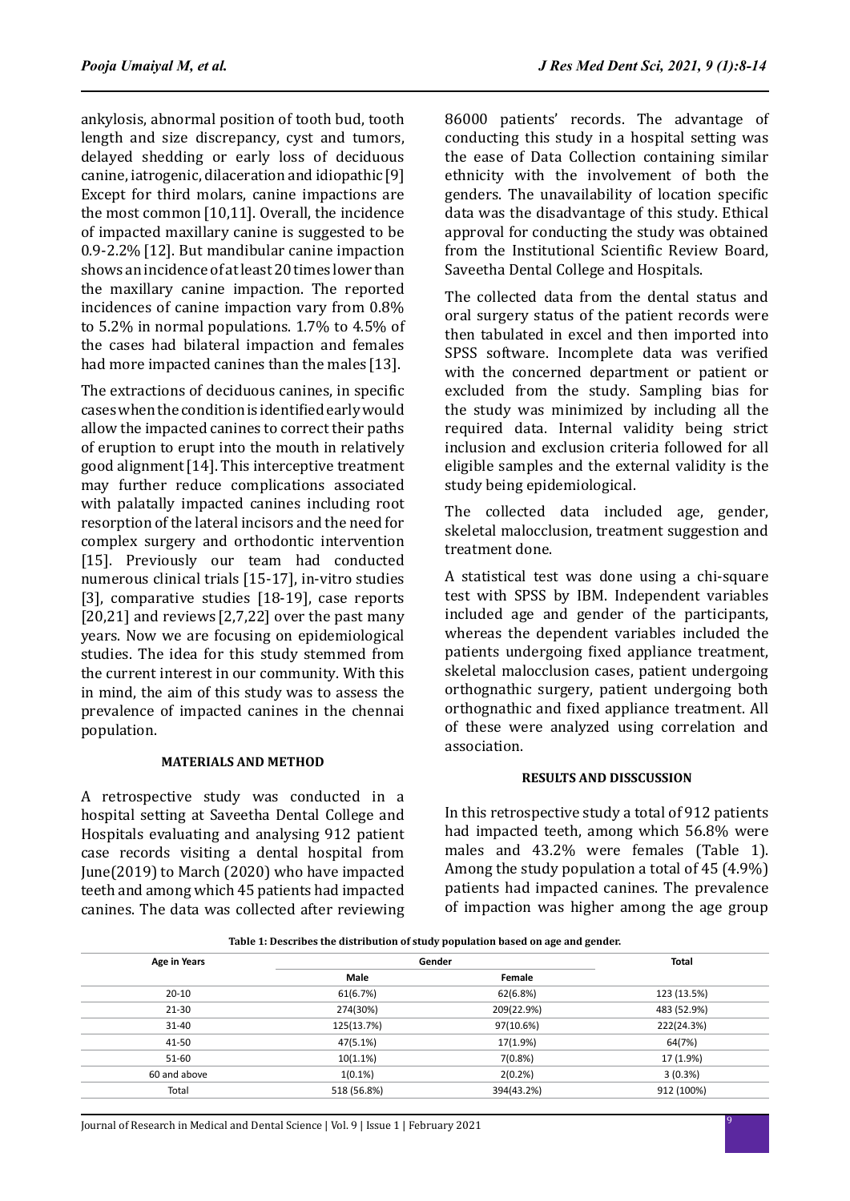ankylosis, abnormal position of tooth bud, tooth length and size discrepancy, cyst and tumors, delayed shedding or early loss of deciduous canine, iatrogenic, dilaceration and idiopathic [9] Except for third molars, canine impactions are the most common [10,11]. Overall, the incidence of impacted maxillary canine is suggested to be 0.9-2.2% [12]. But mandibular canine impaction shows an incidence of at least 20 times lower than the maxillary canine impaction. The reported incidences of canine impaction vary from 0.8% to 5.2% in normal populations. 1.7% to 4.5% of the cases had bilateral impaction and females had more impacted canines than the males [13].

The extractions of deciduous canines, in specific cases when the condition is identified early would allow the impacted canines to correct their paths of eruption to erupt into the mouth in relatively good alignment [14]. This interceptive treatment may further reduce complications associated with palatally impacted canines including root resorption of the lateral incisors and the need for complex surgery and orthodontic intervention [15]. Previously our team had conducted numerous clinical trials [15-17], in-vitro studies [3], comparative studies [18-19], case reports [20,21] and reviews [2,7,22] over the past many years. Now we are focusing on epidemiological studies. The idea for this study stemmed from the current interest in our community. With this in mind, the aim of this study was to assess the prevalence of impacted canines in the chennai population.

## MATERIALS AND METHOD

A retrospective study was conducted in a hospital setting at Saveetha Dental College and Hospitals evaluating and analysing 912 patient case records visiting a dental hospital from June(2019) to March (2020) who have impacted teeth and among which 45 patients had impacted canines. The data was collected after reviewing 86000 patients' records. The advantage of conducting this study in a hospital setting was the ease of Data Collection containing similar ethnicity with the involvement of both the genders. The unavailability of location specific data was the disadvantage of this study. Ethical approval for conducting the study was obtained from the Institutional Scientific Review Board, Saveetha Dental College and Hospitals.

The collected data from the dental status and oral surgery status of the patient records were then tabulated in excel and then imported into SPSS software. Incomplete data was verified with the concerned department or patient or excluded from the study. Sampling bias for the study was minimized by including all the required data. Internal validity being strict inclusion and exclusion criteria followed for all eligible samples and the external validity is the study being epidemiological.

The collected data included age, gender, skeletal malocclusion, treatment suggestion and treatment done.

A statistical test was done using a chi-square test with SPSS by IBM. Independent variables included age and gender of the participants, whereas the dependent variables included the patients undergoing fixed appliance treatment, skeletal malocclusion cases, patient undergoing orthognathic surgery, patient undergoing both orthognathic and fixed appliance treatment. All of these were analyzed using correlation and association.

## RESULTS AND DISSCUSSION

In this retrospective study a total of 912 patients had impacted teeth, among which 56.8% were males and 43.2% were females (Table 1). Among the study population a total of 45 (4.9%) patients had impacted canines. The prevalence of impaction was higher among the age group

**Table 1: Describes the distribution of study population based on age and gender.**

| Age in Years | Gender | | Total |
|---|---|---|---|
| | Male | Female | |
| 20-10 | 61(6.7%) | 62(6.8%) | 123 (13.5%) |
| 21-30 | 274(30%) | 209(22.9%) | 483 (52.9%) |
| 31-40 | 125(13.7%) | 97(10.6%) | 222(24.3%) |
| 41-50 | 47(5.1%) | 17(1.9%) | 64(7%) |
| 51-60 | 10(1.1%) | 7(0.8%) | 17 (1.9%) |
| 60 and above | 1(0.1%) | 2(0.2%) | 3 (0.3%) |
| Total | 518 (56.8%) | 394(43.2%) | 912 (100%) |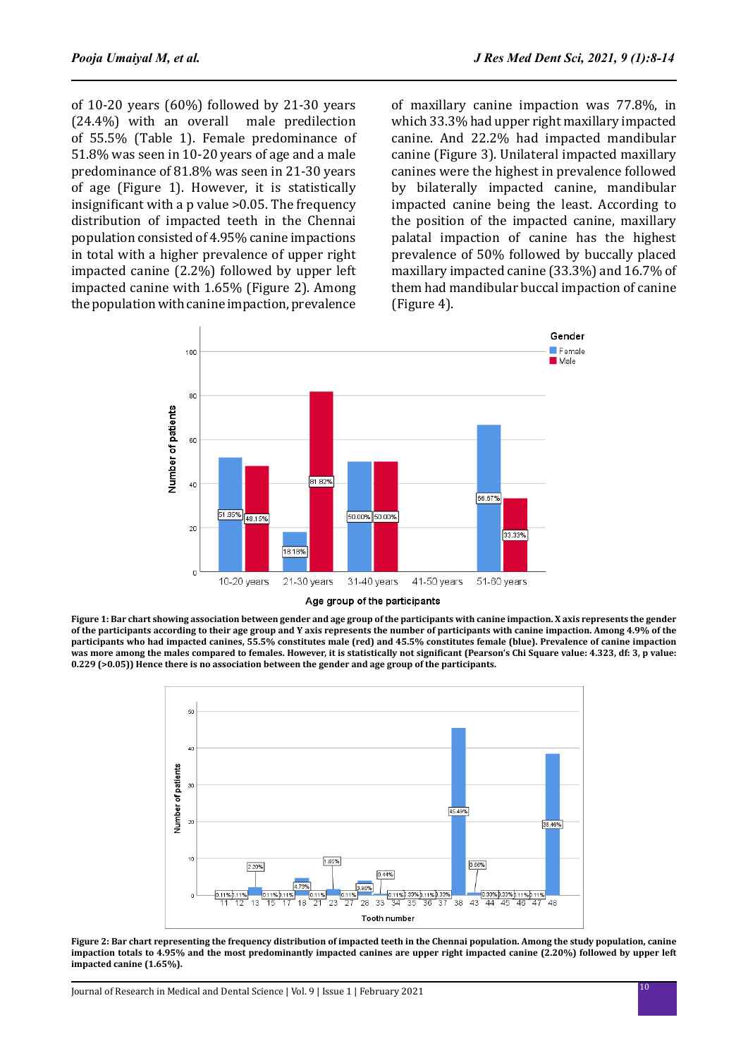of 10-20 years (60%) followed by 21-30 years (24.4%) with an overall male predilection of 55.5% (Table 1). Female predominance of 51.8% was seen in 10-20 years of age and a male predominance of 81.8% was seen in 21-30 years of age (Figure 1). However, it is statistically insignificant with a p value >0.05. The frequency distribution of impacted teeth in the Chennai population consisted of 4.95% canine impactions in total with a higher prevalence of upper right impacted canine (2.2%) followed by upper left impacted canine with 1.65% (Figure 2). Among the population with canine impaction, prevalence of maxillary canine impaction was 77.8%, in which 33.3% had upper right maxillary impacted canine. And 22.2% had impacted mandibular canine (Figure 3). Unilateral impacted maxillary canines were the highest in prevalence followed by bilaterally impacted canine, mandibular impacted canine being the least. According to the position of the impacted canine, maxillary palatal impaction of canine has the highest prevalence of 50% followed by buccally placed maxillary impacted canine (33.3%) and 16.7% of them had mandibular buccal impaction of canine (Figure 4).

**Figure 1: Bar chart showing association between gender and age group of the participants with canine impaction. X axis represents the gender of the participants according to their age group and Y axis represents the number of participants with canine impaction. Among 4.9% of the participants who had impacted canines, 55.5% constitutes male (red) and 45.5% constitutes female (blue). Prevalence of canine impaction was more among the males compared to females. However, it is statistically not significant (Pearson's Chi Square value: 4.323, df: 3, p value: 0.229 (>0.05)) Hence there is no association between the gender and age group of the participants.**

**Figure 2: Bar chart representing the frequency distribution of impacted teeth in the Chennai population. Among the study population, canine impaction totals to 4.95% and the most predominantly impacted canines are upper right impacted canine (2.20%) followed by upper left impacted canine (1.65%).**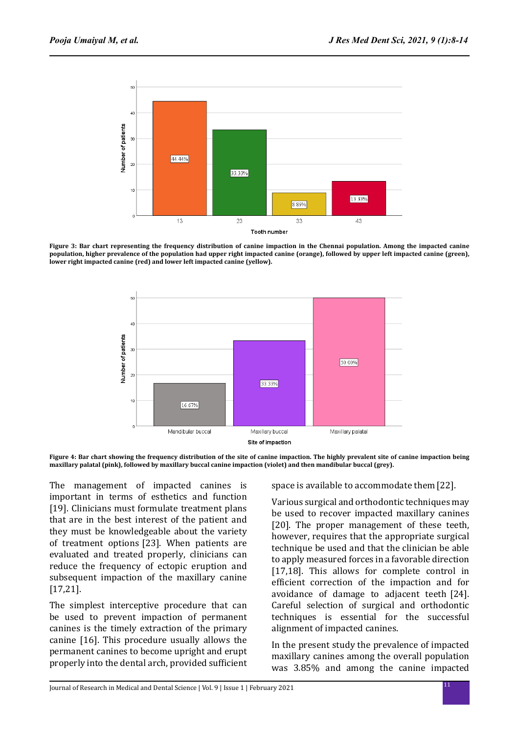Figure 3: Bar chart representing the frequency distribution of canine impaction in the Chennai population. Among the impacted canine population, higher prevalence of the population had upper right impacted canine (orange), followed by upper left impacted canine (green), lower right impacted canine (red) and lower left impacted canine (yellow).

Figure 4: Bar chart showing the frequency distribution of the site of canine impaction. The highly prevalent site of canine impaction being maxillary palatal (pink), followed by maxillary buccal canine impaction (violet) and then mandibular buccal (grey).

The management of impacted canines is important in terms of esthetics and function [19]. Clinicians must formulate treatment plans that are in the best interest of the patient and they must be knowledgeable about the variety of treatment options [23]. When patients are evaluated and treated properly, clinicians can reduce the frequency of ectopic eruption and subsequent impaction of the maxillary canine [17,21].

The simplest interceptive procedure that can be used to prevent impaction of permanent canines is the timely extraction of the primary canine [16]. This procedure usually allows the permanent canines to become upright and erupt properly into the dental arch, provided sufficient space is available to accommodate them [22].

Various surgical and orthodontic techniques may be used to recover impacted maxillary canines [20]. The proper management of these teeth, however, requires that the appropriate surgical technique be used and that the clinician be able to apply measured forces in a favorable direction [17,18]. This allows for complete control in efficient correction of the impaction and for avoidance of damage to adjacent teeth [24]. Careful selection of surgical and orthodontic techniques is essential for the successful alignment of impacted canines.

In the present study the prevalence of impacted maxillary canines among the overall population was 3.85% and among the canine impacted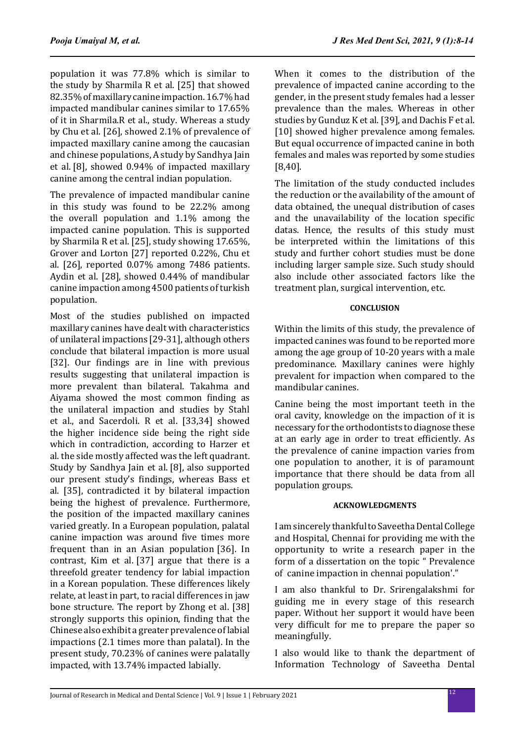population it was 77.8% which is similar to the study by Sharmila R et al. [25] that showed 82.35% of maxillary canine impaction. 16.7% had impacted mandibular canines similar to 17.65% of it in Sharmila.R et al., study. Whereas a study by Chu et al. [26], showed 2.1% of prevalence of impacted maxillary canine among the caucasian and chinese populations, A study by Sandhya Jain et al. [8], showed 0.94% of impacted maxillary canine among the central indian population.

The prevalence of impacted mandibular canine in this study was found to be 22.2% among the overall population and 1.1% among the impacted canine population. This is supported by Sharmila R et al. [25], study showing 17.65%, Grover and Lorton [27] reported 0.22%, Chu et al. [26], reported 0.07% among 7486 patients. Aydin et al. [28], showed 0.44% of mandibular canine impaction among 4500 patients of turkish population.

Most of the studies published on impacted maxillary canines have dealt with characteristics of unilateral impactions [29-31], although others conclude that bilateral impaction is more usual [32]. Our findings are in line with previous results suggesting that unilateral impaction is more prevalent than bilateral. Takahma and Aiyama showed the most common finding as the unilateral impaction and studies by Stahl et al., and Sacerdoli. R et al. [33,34] showed the higher incidence side being the right side which in contradiction, according to Harzer et al. the side mostly affected was the left quadrant. Study by Sandhya Jain et al. [8], also supported our present study's findings, whereas Bass et al. [35], contradicted it by bilateral impaction being the highest of prevalence. Furthermore, the position of the impacted maxillary canines varied greatly. In a European population, palatal canine impaction was around five times more frequent than in an Asian population [36]. In contrast, Kim et al. [37] argue that there is a threefold greater tendency for labial impaction in a Korean population. These differences likely relate, at least in part, to racial differences in jaw bone structure. The report by Zhong et al. [38] strongly supports this opinion, finding that the Chinese also exhibit a greater prevalence of labial impactions (2.1 times more than palatal). In the present study, 70.23% of canines were palatally impacted, with 13.74% impacted labially.

When it comes to the distribution of the prevalence of impacted canine according to the gender, in the present study females had a lesser prevalence than the males. Whereas in other studies by Gunduz K et al. [39], and Dachis F et al. [10] showed higher prevalence among females. But equal occurrence of impacted canine in both females and males was reported by some studies [8,40].

The limitation of the study conducted includes the reduction or the availability of the amount of data obtained, the unequal distribution of cases and the unavailability of the location specific datas. Hence, the results of this study must be interpreted within the limitations of this study and further cohort studies must be done including larger sample size. Such study should also include other associated factors like the treatment plan, surgical intervention, etc.

## CONCLUSION

Within the limits of this study, the prevalence of impacted canines was found to be reported more among the age group of 10-20 years with a male predominance. Maxillary canines were highly prevalent for impaction when compared to the mandibular canines.

Canine being the most important teeth in the oral cavity, knowledge on the impaction of it is necessary for the orthodontists to diagnose these at an early age in order to treat efficiently. As the prevalence of canine impaction varies from one population to another, it is of paramount importance that there should be data from all population groups.

## ACKNOWLEDGMENTS

I am sincerely thankful to Saveetha Dental College and Hospital, Chennai for providing me with the opportunity to write a research paper in the form of a dissertation on the topic " Prevalence of canine impaction in chennai population'."

I am also thankful to Dr. Srirengalakshmi for guiding me in every stage of this research paper. Without her support it would have been very difficult for me to prepare the paper so meaningfully.

I also would like to thank the department of Information Technology of Saveetha Dental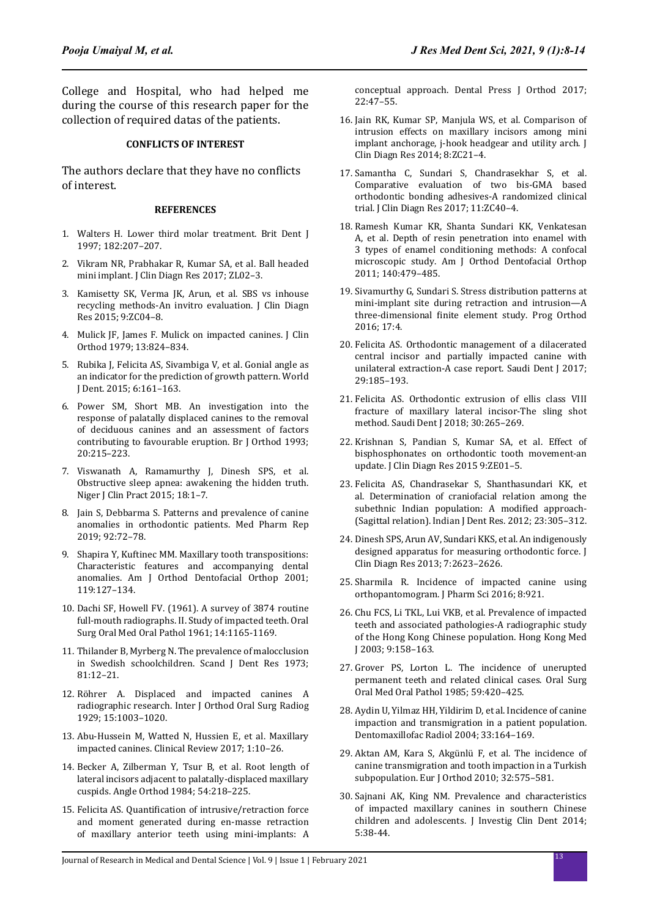College and Hospital, who had helped me during the course of this research paper for the collection of required datas of the patients.

### CONFLICTS OF INTEREST

The authors declare that they have no conflicts of interest.

### REFERENCES

1. Walters H. Lower third molar treatment. Brit Dent J 1997; 182:207–207.
2. Vikram NR, Prabhakar R, Kumar SA, et al. Ball headed mini implant. J Clin Diagn Res 2017; ZL02–3.
3. Kamisetty SK, Verma JK, Arun, et al. SBS vs inhouse recycling methods-An invitro evaluation. J Clin Diagn Res 2015; 9:ZC04–8.
4. Mulick JF, James F. Mulick on impacted canines. J Clin Orthod 1979; 13:824–834.
5. Rubika J, Felicita AS, Sivambiga V, et al. Gonial angle as an indicator for the prediction of growth pattern. World J Dent. 2015; 6:161–163.
6. Power SM, Short MB. An investigation into the response of palatally displaced canines to the removal of deciduous canines and an assessment of factors contributing to favourable eruption. Br J Orthod 1993; 20:215–223.
7. Viswanath A, Ramamurthy J, Dinesh SPS, et al. Obstructive sleep apnea: awakening the hidden truth. Niger J Clin Pract 2015; 18:1–7.
8. Jain S, Debbarma S. Patterns and prevalence of canine anomalies in orthodontic patients. Med Pharm Rep 2019; 92:72–78.
9. Shapira Y, Kuftinec MM. Maxillary tooth transpositions: Characteristic features and accompanying dental anomalies. Am J Orthod Dentofacial Orthop 2001; 119:127–134.
10. Dachi SF, Howell FV. (1961). A survey of 3874 routine full-mouth radiographs. II. Study of impacted teeth. Oral Surg Oral Med Oral Pathol 1961; 14:1165-1169.
11. Thilander B, Myrberg N. The prevalence of malocclusion in Swedish schoolchildren. Scand J Dent Res 1973; 81:12–21.
12. Röhrer A. Displaced and impacted canines A radiographic research. Inter J Orthod Oral Surg Radiog 1929; 15:1003–1020.
13. Abu-Hussein M, Watted N, Hussien E, et al. Maxillary impacted canines. Clinical Review 2017; 1:10–26.
14. Becker A, Zilberman Y, Tsur B, et al. Root length of lateral incisors adjacent to palatally-displaced maxillary cuspids. Angle Orthod 1984; 54:218–225.
15. Felicita AS. Quantification of intrusive/retraction force and moment generated during en-masse retraction of maxillary anterior teeth using mini-implants: A conceptual approach. Dental Press J Orthod 2017; 22:47–55.
16. Jain RK, Kumar SP, Manjula WS, et al. Comparison of intrusion effects on maxillary incisors among mini implant anchorage, j-hook headgear and utility arch. J Clin Diagn Res 2014; 8:ZC21–4.
17. Samantha C, Sundari S, Chandrasekhar S, et al. Comparative evaluation of two bis-GMA based orthodontic bonding adhesives-A randomized clinical trial. J Clin Diagn Res 2017; 11:ZC40–4.
18. Ramesh Kumar KR, Shanta Sundari KK, Venkatesan A, et al. Depth of resin penetration into enamel with 3 types of enamel conditioning methods: A confocal microscopic study. Am J Orthod Dentofacial Orthop 2011; 140:479–485.
19. Sivamurthy G, Sundari S. Stress distribution patterns at mini-implant site during retraction and intrusion—A three-dimensional finite element study. Prog Orthod 2016; 17:4.
20. Felicita AS. Orthodontic management of a dilacerated central incisor and partially impacted canine with unilateral extraction-A case report. Saudi Dent J 2017; 29:185–193.
21. Felicita AS. Orthodontic extrusion of ellis class VIII fracture of maxillary lateral incisor-The sling shot method. Saudi Dent J 2018; 30:265–269.
22. Krishnan S, Pandian S, Kumar SA, et al. Effect of bisphosphonates on orthodontic tooth movement-an update. J Clin Diagn Res 2015 9:ZE01–5.
23. Felicita AS, Chandrasekar S, Shanthasundari KK, et al. Determination of craniofacial relation among the subethnic Indian population: A modified approach-(Sagittal relation). Indian J Dent Res. 2012; 23:305–312.
24. Dinesh SPS, Arun AV, Sundari KKS, et al. An indigenously designed apparatus for measuring orthodontic force. J Clin Diagn Res 2013; 7:2623–2626.
25. Sharmila R. Incidence of impacted canine using orthopantomogram. J Pharm Sci 2016; 8:921.
26. Chu FCS, Li TKL, Lui VKB, et al. Prevalence of impacted teeth and associated pathologies-A radiographic study of the Hong Kong Chinese population. Hong Kong Med J 2003; 9:158–163.
27. Grover PS, Lorton L. The incidence of unerupted permanent teeth and related clinical cases. Oral Surg Oral Med Oral Pathol 1985; 59:420–425.
28. Aydin U, Yilmaz HH, Yildirim D, et al. Incidence of canine impaction and transmigration in a patient population. Dentomaxillofac Radiol 2004; 33:164–169.
29. Aktan AM, Kara S, Akgünlü F, et al. The incidence of canine transmigration and tooth impaction in a Turkish subpopulation. Eur J Orthod 2010; 32:575–581.
30. Sajnani AK, King NM. Prevalence and characteristics of impacted maxillary canines in southern Chinese children and adolescents. J Investig Clin Dent 2014; 5:38-44.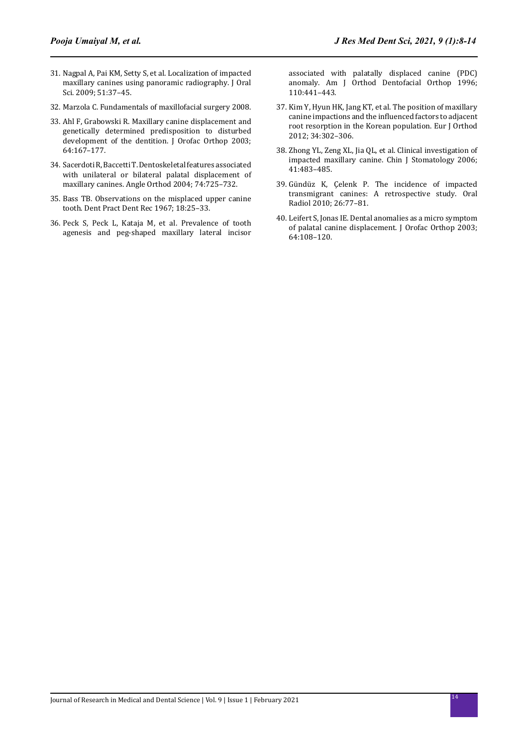31. Nagpal A, Pai KM, Setty S, et al. Localization of impacted maxillary canines using panoramic radiography. J Oral Sci. 2009; 51:37–45.
32. Marzola C. Fundamentals of maxillofacial surgery 2008.
33. Ahl F, Grabowski R. Maxillary canine displacement and genetically determined predisposition to disturbed development of the dentition. J Orofac Orthop 2003; 64:167–177.
34. Sacerdoti R, Baccetti T. Dentoskeletal features associated with unilateral or bilateral palatal displacement of maxillary canines. Angle Orthod 2004; 74:725–732.
35. Bass TB. Observations on the misplaced upper canine tooth. Dent Pract Dent Rec 1967; 18:25–33.
36. Peck S, Peck L, Kataja M, et al. Prevalence of tooth agenesis and peg-shaped maxillary lateral incisor associated with palatally displaced canine (PDC) anomaly. Am J Orthod Dentofacial Orthop 1996; 110:441–443.
37. Kim Y, Hyun HK, Jang KT, et al. The position of maxillary canine impactions and the influenced factors to adjacent root resorption in the Korean population. Eur J Orthod 2012; 34:302–306.
38. Zhong YL, Zeng XL, Jia QL, et al. Clinical investigation of impacted maxillary canine. Chin J Stomatology 2006; 41:483–485.
39. Gündüz K, Çelenk P. The incidence of impacted transmigrant canines: A retrospective study. Oral Radiol 2010; 26:77–81.
40. Leifert S, Jonas IE. Dental anomalies as a micro symptom of palatal canine displacement. J Orofac Orthop 2003; 64:108–120.